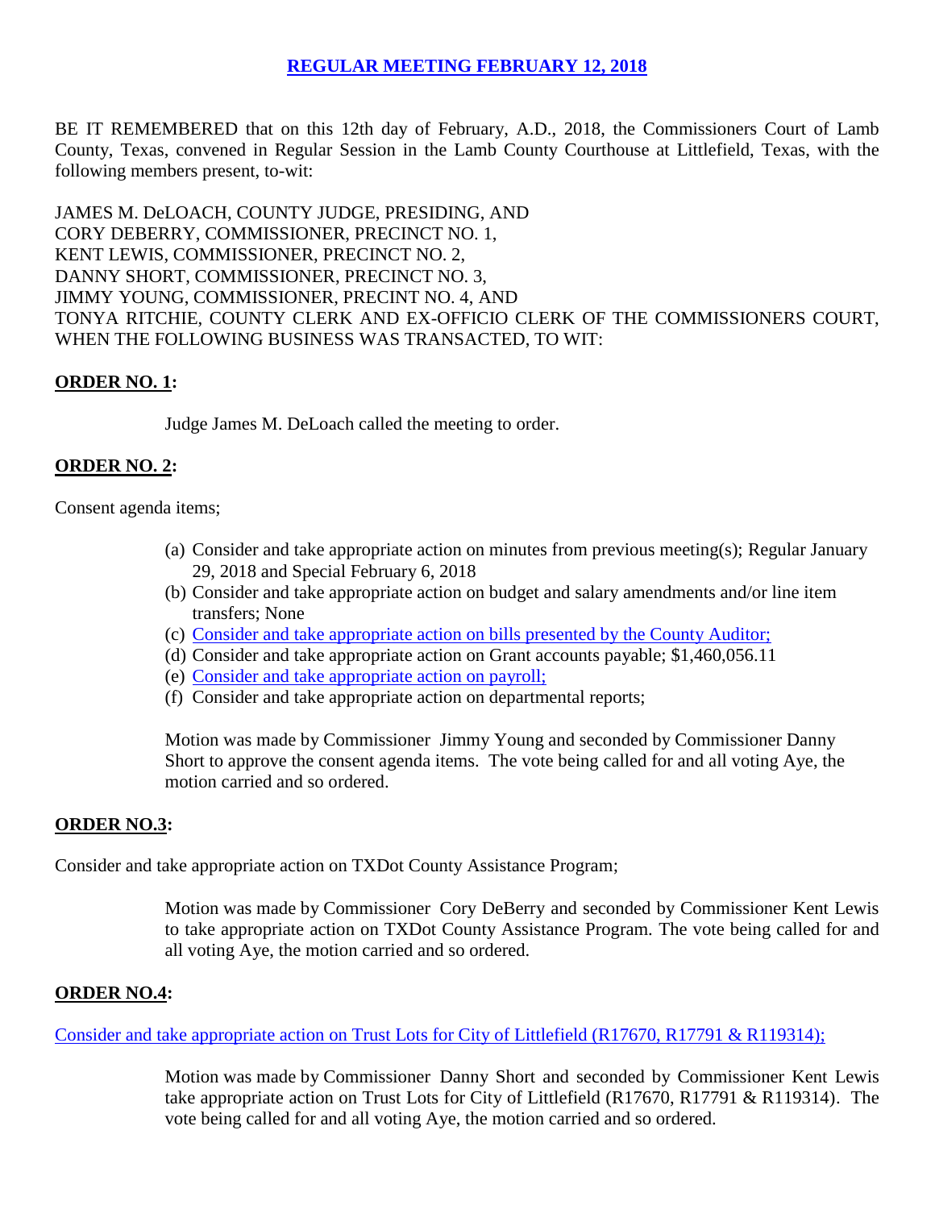# REGULAR MEETING FEBRUARY 12, 2018

BE IT REMEMBERED that on this 12th day of February, A.D., 2018, the Commissioners Court of Lamb County, Texas, convened in Regular Session in the Lamb County Courthouse at Littlefield, Texas, with the following members present, to-wit:

JAMES M. DeLOACH, COUNTY JUDGE, PRESIDING, AND
CORY DEBERRY, COMMISSIONER, PRECINCT NO. 1,
KENT LEWIS, COMMISSIONER, PRECINCT NO. 2,
DANNY SHORT, COMMISSIONER, PRECINCT NO. 3,
JIMMY YOUNG, COMMISSIONER, PRECINT NO. 4, AND
TONYA RITCHIE, COUNTY CLERK AND EX-OFFICIO CLERK OF THE COMMISSIONERS COURT, WHEN THE FOLLOWING BUSINESS WAS TRANSACTED, TO WIT:

**ORDER NO. 1:**

Judge James M. DeLoach called the meeting to order.

**ORDER NO. 2:**

Consent agenda items;

(a) Consider and take appropriate action on minutes from previous meeting(s); Regular January 29, 2018 and Special February 6, 2018
(b) Consider and take appropriate action on budget and salary amendments and/or line item transfers; None
(c) Consider and take appropriate action on bills presented by the County Auditor;
(d) Consider and take appropriate action on Grant accounts payable; $1,460,056.11
(e) Consider and take appropriate action on payroll;
(f) Consider and take appropriate action on departmental reports;

Motion was made by Commissioner Jimmy Young and seconded by Commissioner Danny Short to approve the consent agenda items. The vote being called for and all voting Aye, the motion carried and so ordered.

**ORDER NO.3:**

Consider and take appropriate action on TXDot County Assistance Program;

Motion was made by Commissioner Cory DeBerry and seconded by Commissioner Kent Lewis to take appropriate action on TXDot County Assistance Program. The vote being called for and all voting Aye, the motion carried and so ordered.

**ORDER NO.4:**

Consider and take appropriate action on Trust Lots for City of Littlefield (R17670, R17791 & R119314);

Motion was made by Commissioner Danny Short and seconded by Commissioner Kent Lewis take appropriate action on Trust Lots for City of Littlefield (R17670, R17791 & R119314). The vote being called for and all voting Aye, the motion carried and so ordered.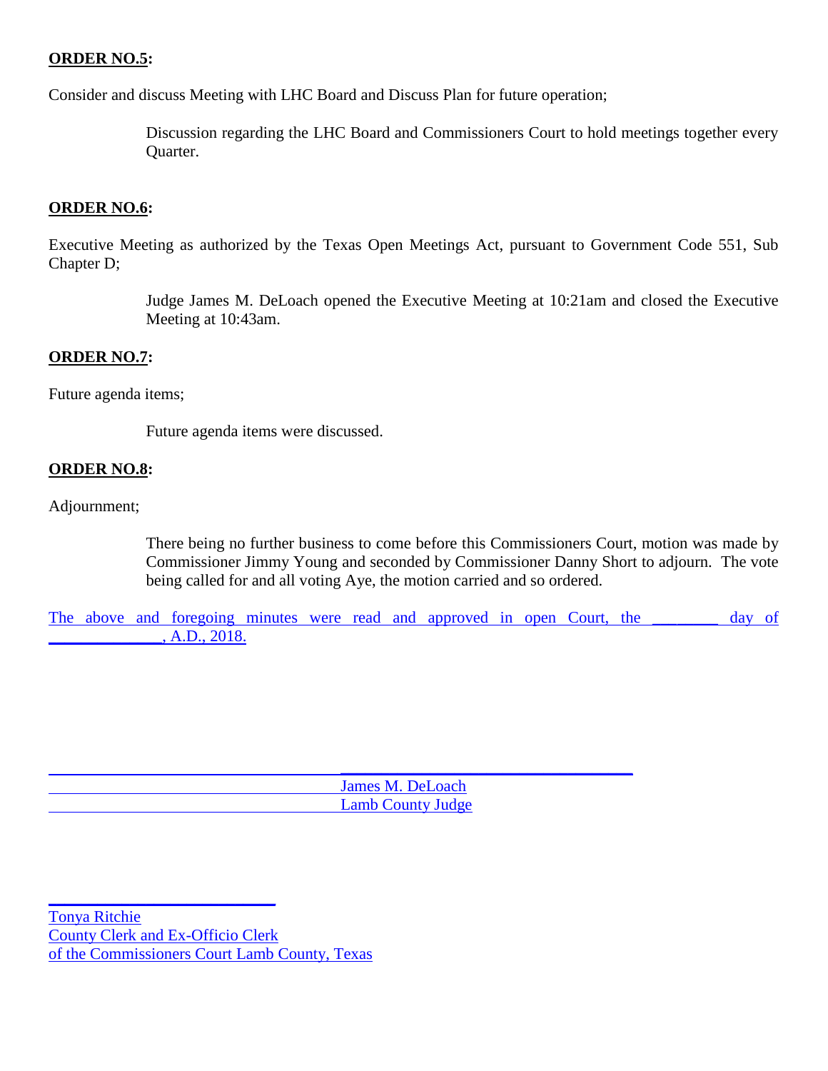**ORDER NO.5:**

Consider and discuss Meeting with LHC Board and Discuss Plan for future operation;

> Discussion regarding the LHC Board and Commissioners Court to hold meetings together every Quarter.

**ORDER NO.6:**

Executive Meeting as authorized by the Texas Open Meetings Act, pursuant to Government Code 551, Sub Chapter D;

> Judge James M. DeLoach opened the Executive Meeting at 10:21am and closed the Executive Meeting at 10:43am.

**ORDER NO.7:**

Future agenda items;

> Future agenda items were discussed.

**ORDER NO.8:**

Adjournment;

> There being no further business to come before this Commissioners Court, motion was made by Commissioner Jimmy Young and seconded by Commissioner Danny Short to adjourn. The vote being called for and all voting Aye, the motion carried and so ordered.

The above and foregoing minutes were read and approved in open Court, the ________ day of ______________, A.D., 2018.

James M. DeLoach
Lamb County Judge

Tonya Ritchie
County Clerk and Ex-Officio Clerk
of the Commissioners Court Lamb County, Texas